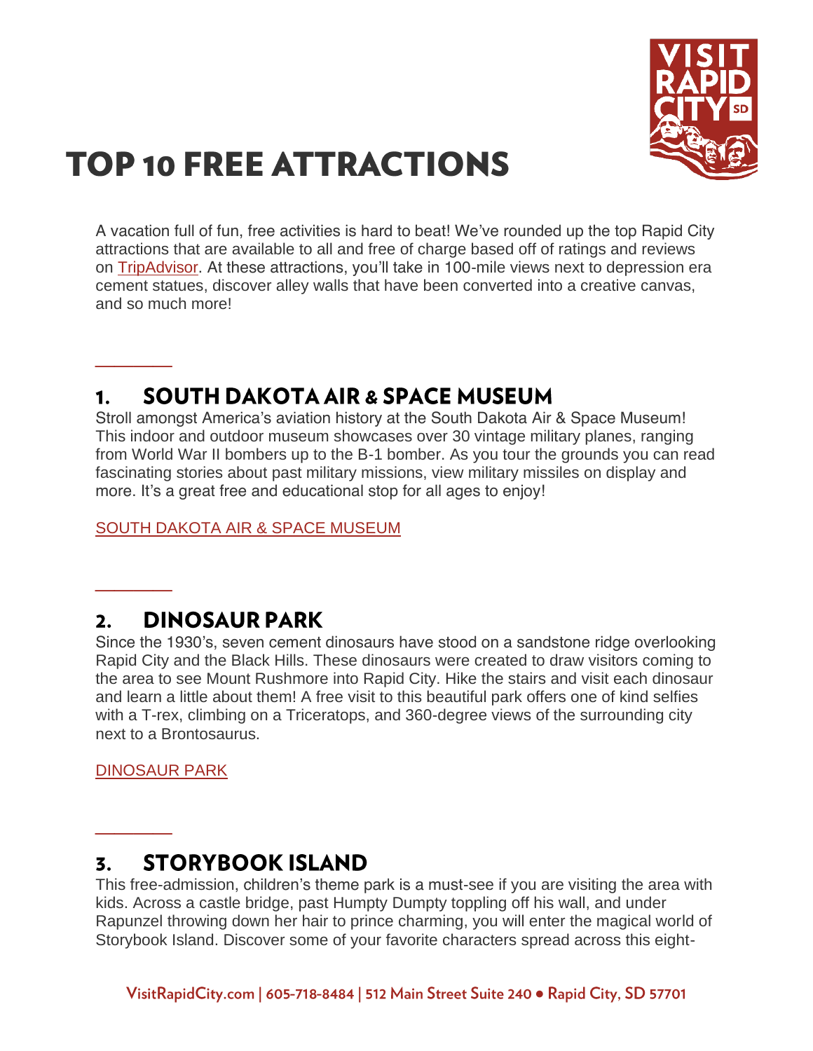# TOP 10 FREE ATTRACTIONS

A vacation full of fun, free activities is hard to beat! We've rounded up the top Rapid City attractions that are available to all and free of charge based off of ratings and reviews on TripAdvisor. At these attractions, you'll take in 100-mile views next to depression era cement statues, discover alley walls that have been converted into a creative canvas, and so much more!

## 1. SOUTH DAKOTA AIR & SPACE MUSEUM

Stroll amongst America's aviation history at the South Dakota Air & Space Museum! This indoor and outdoor museum showcases over 30 vintage military planes, ranging from World War II bombers up to the B-1 bomber. As you tour the grounds you can read fascinating stories about past military missions, view military missiles on display and more. It's a great free and educational stop for all ages to enjoy!

SOUTH DAKOTA AIR & SPACE MUSEUM

## 2. DINOSAUR PARK

Since the 1930's, seven cement dinosaurs have stood on a sandstone ridge overlooking Rapid City and the Black Hills. These dinosaurs were created to draw visitors coming to the area to see Mount Rushmore into Rapid City. Hike the stairs and visit each dinosaur and learn a little about them! A free visit to this beautiful park offers one of kind selfies with a T-rex, climbing on a Triceratops, and 360-degree views of the surrounding city next to a Brontosaurus.

DINOSAUR PARK

## 3. STORYBOOK ISLAND

This free-admission, children's theme park is a must-see if you are visiting the area with kids. Across a castle bridge, past Humpty Dumpty toppling off his wall, and under Rapunzel throwing down her hair to prince charming, you will enter the magical world of Storybook Island. Discover some of your favorite characters spread across this eight-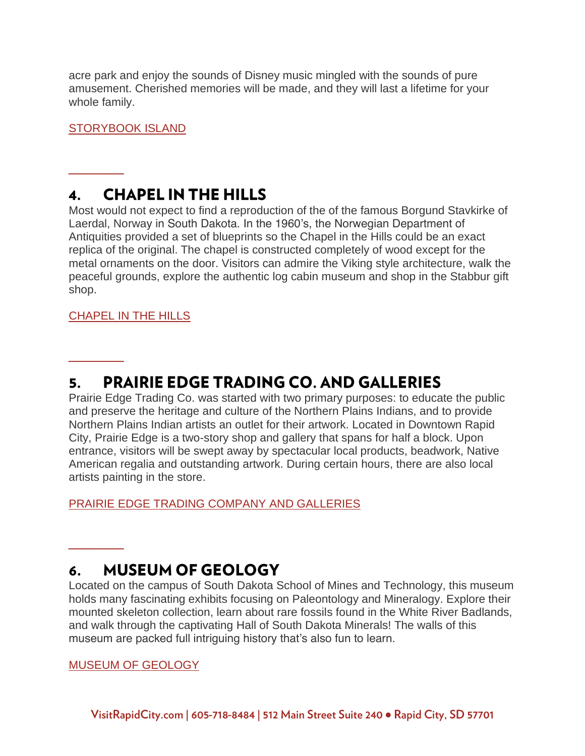acre park and enjoy the sounds of Disney music mingled with the sounds of pure amusement. Cherished memories will be made, and they will last a lifetime for your whole family.

STORYBOOK ISLAND

---

## 4. CHAPEL IN THE HILLS

Most would not expect to find a reproduction of the of the famous Borgund Stavkirke of Laerdal, Norway in South Dakota. In the 1960's, the Norwegian Department of Antiquities provided a set of blueprints so the Chapel in the Hills could be an exact replica of the original. The chapel is constructed completely of wood except for the metal ornaments on the door. Visitors can admire the Viking style architecture, walk the peaceful grounds, explore the authentic log cabin museum and shop in the Stabbur gift shop.

CHAPEL IN THE HILLS

---

## 5. PRAIRIE EDGE TRADING CO. AND GALLERIES

Prairie Edge Trading Co. was started with two primary purposes: to educate the public and preserve the heritage and culture of the Northern Plains Indians, and to provide Northern Plains Indian artists an outlet for their artwork. Located in Downtown Rapid City, Prairie Edge is a two-story shop and gallery that spans for half a block. Upon entrance, visitors will be swept away by spectacular local products, beadwork, Native American regalia and outstanding artwork. During certain hours, there are also local artists painting in the store.

PRAIRIE EDGE TRADING COMPANY AND GALLERIES

---

## 6. MUSEUM OF GEOLOGY

Located on the campus of South Dakota School of Mines and Technology, this museum holds many fascinating exhibits focusing on Paleontology and Mineralogy. Explore their mounted skeleton collection, learn about rare fossils found in the White River Badlands, and walk through the captivating Hall of South Dakota Minerals! The walls of this museum are packed full intriguing history that's also fun to learn.

MUSEUM OF GEOLOGY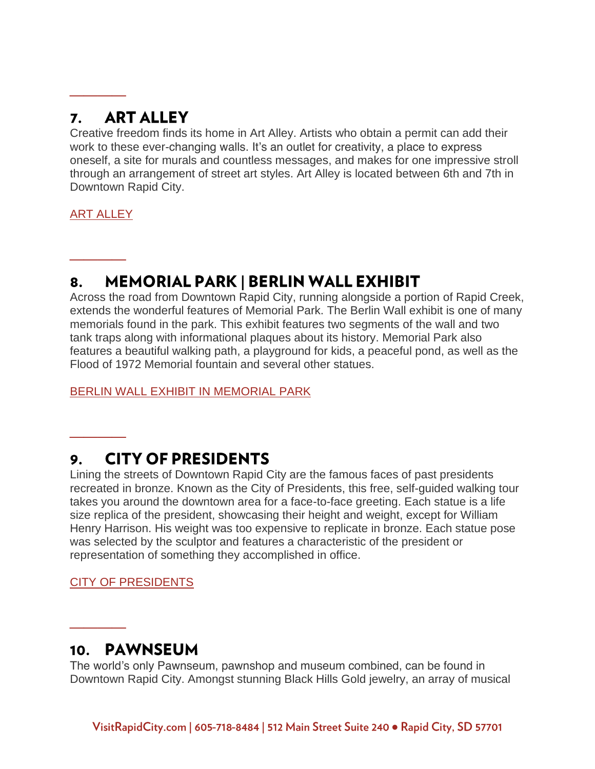## 7. ART ALLEY

Creative freedom finds its home in Art Alley. Artists who obtain a permit can add their work to these ever-changing walls. It's an outlet for creativity, a place to express oneself, a site for murals and countless messages, and makes for one impressive stroll through an arrangement of street art styles. Art Alley is located between 6th and 7th in Downtown Rapid City.

ART ALLEY

## 8. MEMORIAL PARK | BERLIN WALL EXHIBIT

Across the road from Downtown Rapid City, running alongside a portion of Rapid Creek, extends the wonderful features of Memorial Park. The Berlin Wall exhibit is one of many memorials found in the park. This exhibit features two segments of the wall and two tank traps along with informational plaques about its history. Memorial Park also features a beautiful walking path, a playground for kids, a peaceful pond, as well as the Flood of 1972 Memorial fountain and several other statues.

BERLIN WALL EXHIBIT IN MEMORIAL PARK

## 9. CITY OF PRESIDENTS

Lining the streets of Downtown Rapid City are the famous faces of past presidents recreated in bronze. Known as the City of Presidents, this free, self-guided walking tour takes you around the downtown area for a face-to-face greeting. Each statue is a life size replica of the president, showcasing their height and weight, except for William Henry Harrison. His weight was too expensive to replicate in bronze. Each statue pose was selected by the sculptor and features a characteristic of the president or representation of something they accomplished in office.

CITY OF PRESIDENTS

## 10. PAWNSEUM

The world's only Pawnseum, pawnshop and museum combined, can be found in Downtown Rapid City. Amongst stunning Black Hills Gold jewelry, an array of musical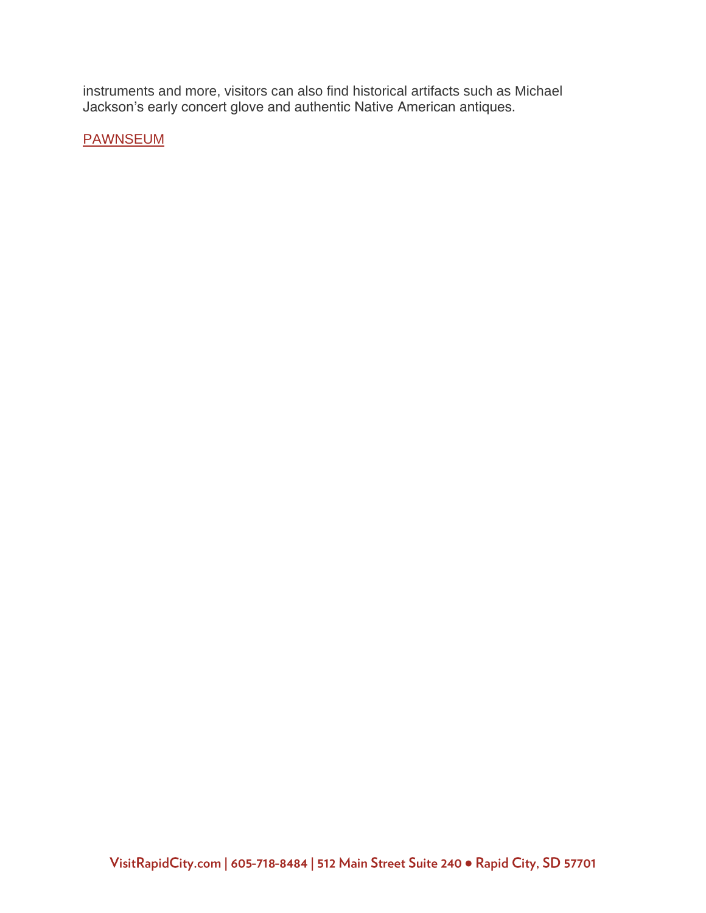instruments and more, visitors can also find historical artifacts such as Michael Jackson's early concert glove and authentic Native American antiques.

PAWNSEUM